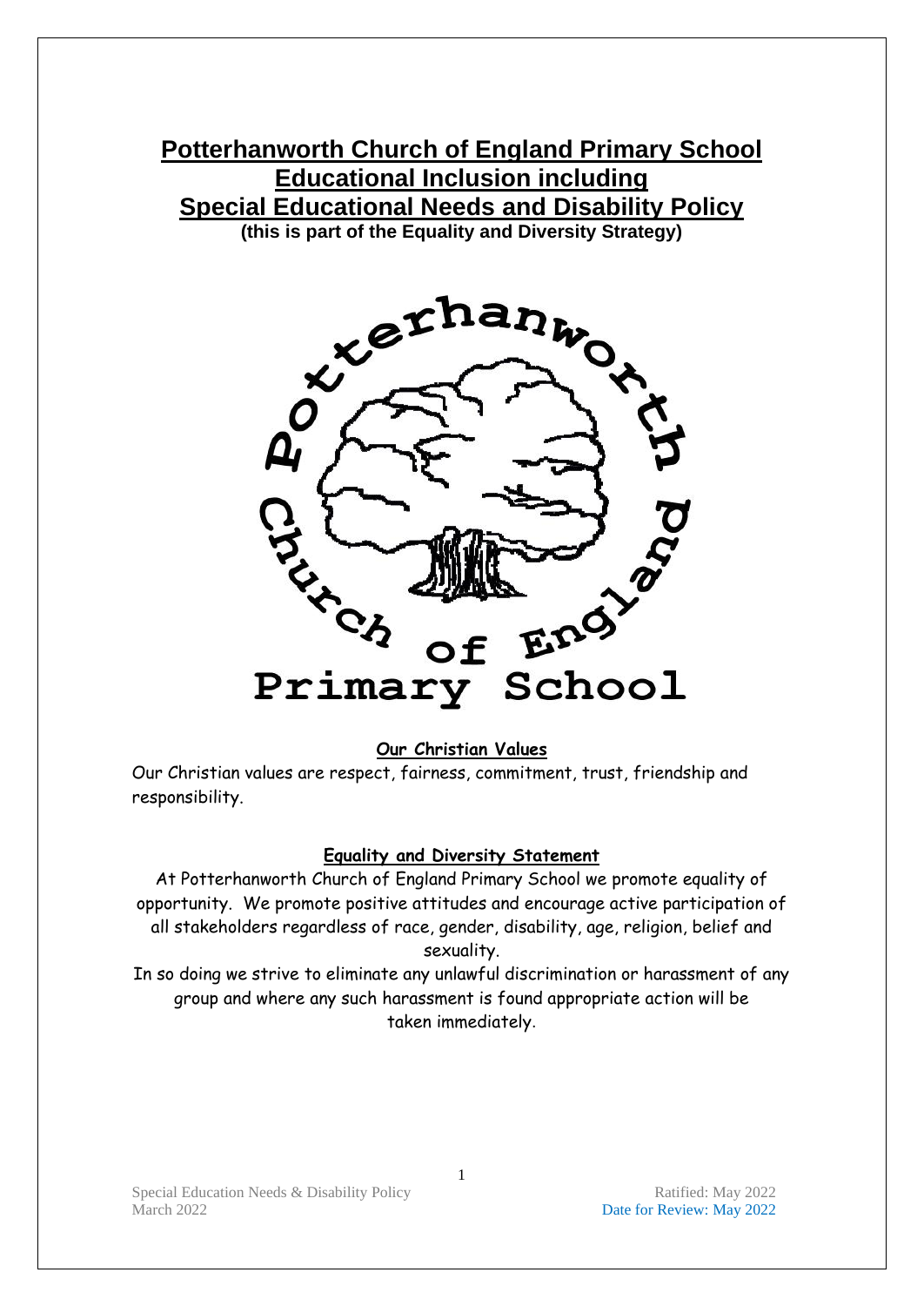# Potterhanworth Church of England Primary School
# Educational Inclusion including
# Special Educational Needs and Disability Policy

**(this is part of the Equality and Diversity Strategy)**

**Our Christian Values**

Our Christian values are respect, fairness, commitment, trust, friendship and responsibility.

**Equality and Diversity Statement**

At Potterhanworth Church of England Primary School we promote equality of opportunity. We promote positive attitudes and encourage active participation of all stakeholders regardless of race, gender, disability, age, religion, belief and sexuality.

In so doing we strive to eliminate any unlawful discrimination or harassment of any group and where any such harassment is found appropriate action will be taken immediately.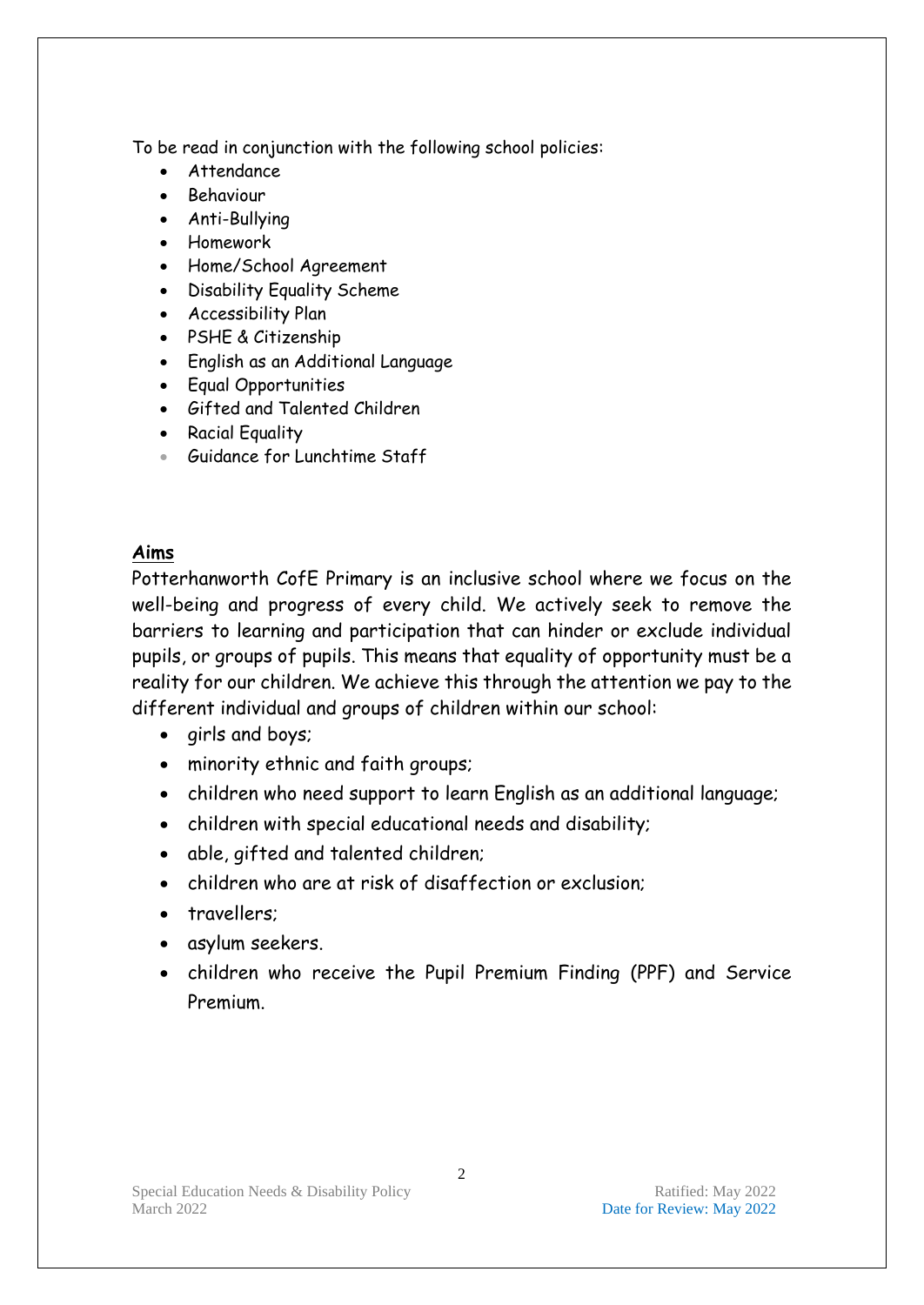To be read in conjunction with the following school policies:

- Attendance
- Behaviour
- Anti-Bullying
- Homework
- Home/School Agreement
- Disability Equality Scheme
- Accessibility Plan
- PSHE & Citizenship
- English as an Additional Language
- Equal Opportunities
- Gifted and Talented Children
- Racial Equality
- Guidance for Lunchtime Staff

**Aims**

Potterhanworth CofE Primary is an inclusive school where we focus on the well-being and progress of every child. We actively seek to remove the barriers to learning and participation that can hinder or exclude individual pupils, or groups of pupils. This means that equality of opportunity must be a reality for our children. We achieve this through the attention we pay to the different individual and groups of children within our school:

- girls and boys;
- minority ethnic and faith groups;
- children who need support to learn English as an additional language;
- children with special educational needs and disability;
- able, gifted and talented children;
- children who are at risk of disaffection or exclusion;
- travellers;
- asylum seekers.
- children who receive the Pupil Premium Finding (PPF) and Service Premium.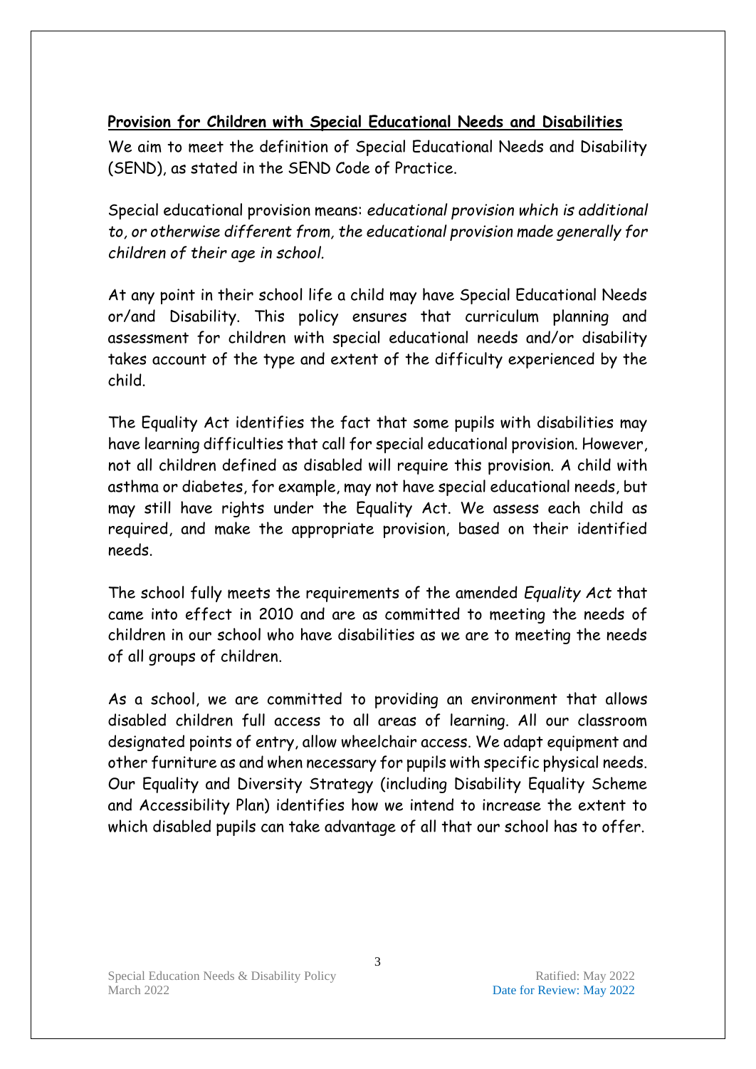## **Provision for Children with Special Educational Needs and Disabilities**

We aim to meet the definition of Special Educational Needs and Disability (SEND), as stated in the SEND Code of Practice.

Special educational provision means: *educational provision which is additional to, or otherwise different from, the educational provision made generally for children of their age in school.*

At any point in their school life a child may have Special Educational Needs or/and Disability. This policy ensures that curriculum planning and assessment for children with special educational needs and/or disability takes account of the type and extent of the difficulty experienced by the child.

The Equality Act identifies the fact that some pupils with disabilities may have learning difficulties that call for special educational provision. However, not all children defined as disabled will require this provision. A child with asthma or diabetes, for example, may not have special educational needs, but may still have rights under the Equality Act. We assess each child as required, and make the appropriate provision, based on their identified needs.

The school fully meets the requirements of the amended *Equality Act* that came into effect in 2010 and are as committed to meeting the needs of children in our school who have disabilities as we are to meeting the needs of all groups of children.

As a school, we are committed to providing an environment that allows disabled children full access to all areas of learning. All our classroom designated points of entry, allow wheelchair access. We adapt equipment and other furniture as and when necessary for pupils with specific physical needs. Our Equality and Diversity Strategy (including Disability Equality Scheme and Accessibility Plan) identifies how we intend to increase the extent to which disabled pupils can take advantage of all that our school has to offer.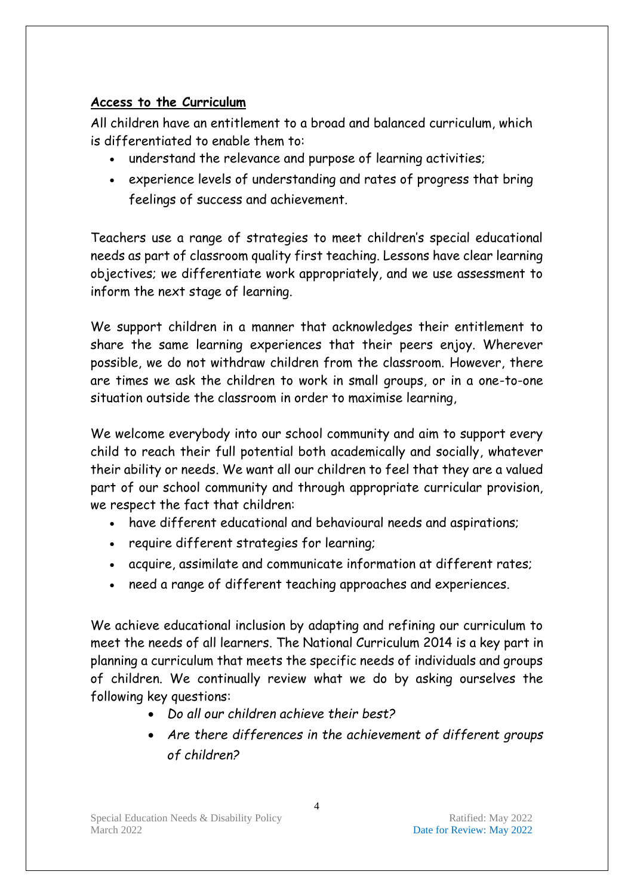## **Access to the Curriculum**

All children have an entitlement to a broad and balanced curriculum, which is differentiated to enable them to:

- understand the relevance and purpose of learning activities;
- experience levels of understanding and rates of progress that bring feelings of success and achievement.

Teachers use a range of strategies to meet children's special educational needs as part of classroom quality first teaching. Lessons have clear learning objectives; we differentiate work appropriately, and we use assessment to inform the next stage of learning.

We support children in a manner that acknowledges their entitlement to share the same learning experiences that their peers enjoy. Wherever possible, we do not withdraw children from the classroom. However, there are times we ask the children to work in small groups, or in a one-to-one situation outside the classroom in order to maximise learning,

We welcome everybody into our school community and aim to support every child to reach their full potential both academically and socially, whatever their ability or needs. We want all our children to feel that they are a valued part of our school community and through appropriate curricular provision, we respect the fact that children:

- have different educational and behavioural needs and aspirations;
- require different strategies for learning;
- acquire, assimilate and communicate information at different rates;
- need a range of different teaching approaches and experiences.

We achieve educational inclusion by adapting and refining our curriculum to meet the needs of all learners. The National Curriculum 2014 is a key part in planning a curriculum that meets the specific needs of individuals and groups of children. We continually review what we do by asking ourselves the following key questions:

- *Do all our children achieve their best?*
- *Are there differences in the achievement of different groups of children?*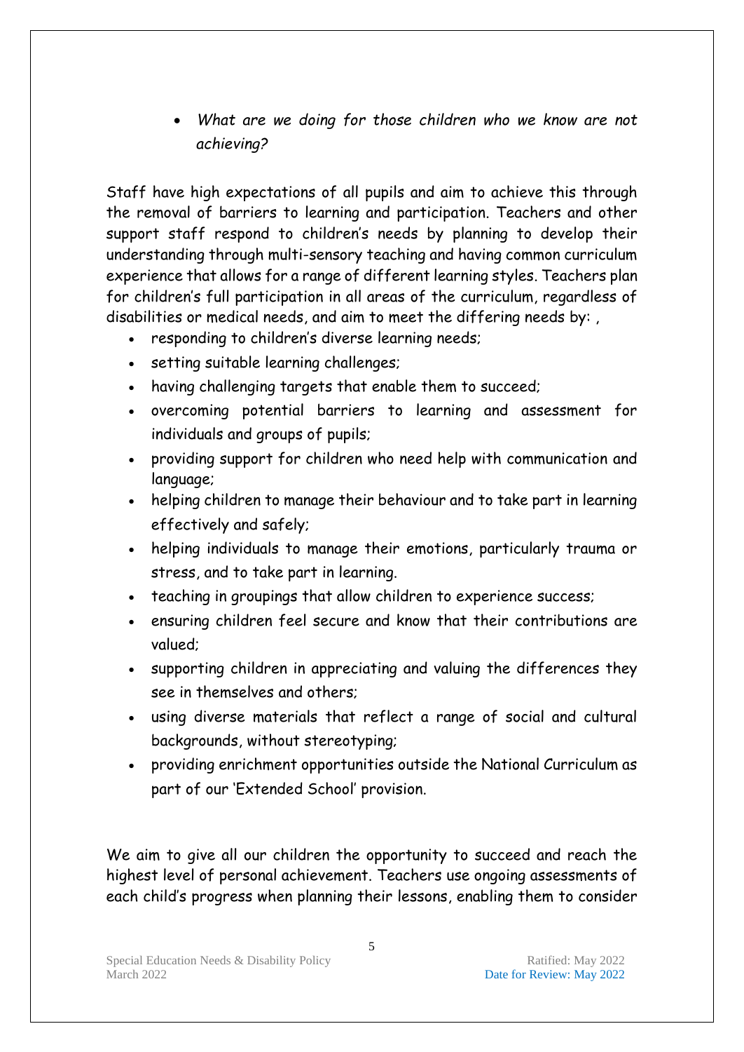- *What are we doing for those children who we know are not achieving?*

Staff have high expectations of all pupils and aim to achieve this through the removal of barriers to learning and participation. Teachers and other support staff respond to children's needs by planning to develop their understanding through multi-sensory teaching and having common curriculum experience that allows for a range of different learning styles. Teachers plan for children's full participation in all areas of the curriculum, regardless of disabilities or medical needs, and aim to meet the differing needs by: ,

- responding to children's diverse learning needs;
- setting suitable learning challenges;
- having challenging targets that enable them to succeed;
- overcoming potential barriers to learning and assessment for individuals and groups of pupils;
- providing support for children who need help with communication and language;
- helping children to manage their behaviour and to take part in learning effectively and safely;
- helping individuals to manage their emotions, particularly trauma or stress, and to take part in learning.
- teaching in groupings that allow children to experience success;
- ensuring children feel secure and know that their contributions are valued;
- supporting children in appreciating and valuing the differences they see in themselves and others;
- using diverse materials that reflect a range of social and cultural backgrounds, without stereotyping;
- providing enrichment opportunities outside the National Curriculum as part of our 'Extended School' provision.

We aim to give all our children the opportunity to succeed and reach the highest level of personal achievement. Teachers use ongoing assessments of each child's progress when planning their lessons, enabling them to consider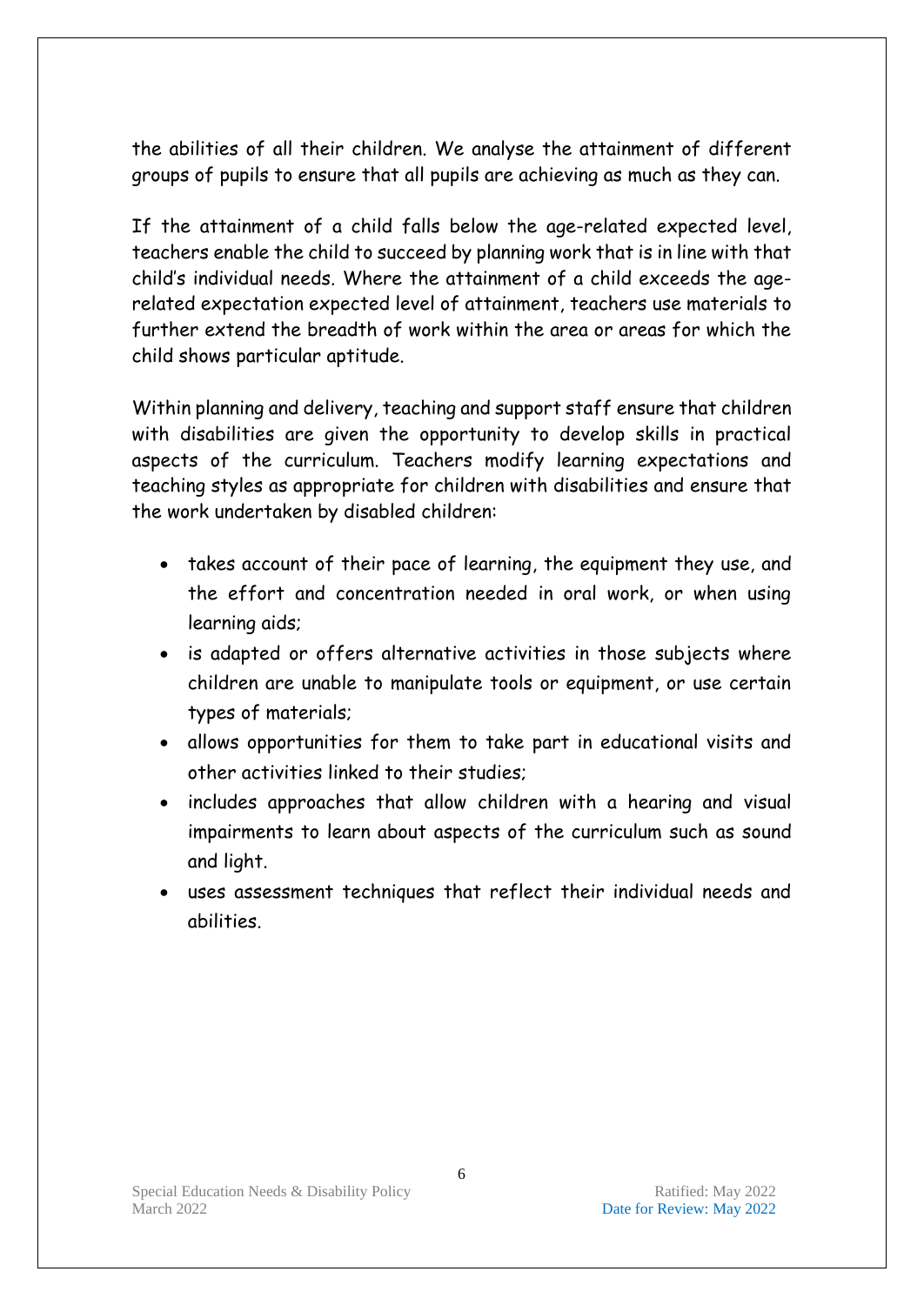the abilities of all their children. We analyse the attainment of different groups of pupils to ensure that all pupils are achieving as much as they can.

If the attainment of a child falls below the age-related expected level, teachers enable the child to succeed by planning work that is in line with that child's individual needs. Where the attainment of a child exceeds the age-related expectation expected level of attainment, teachers use materials to further extend the breadth of work within the area or areas for which the child shows particular aptitude.

Within planning and delivery, teaching and support staff ensure that children with disabilities are given the opportunity to develop skills in practical aspects of the curriculum. Teachers modify learning expectations and teaching styles as appropriate for children with disabilities and ensure that the work undertaken by disabled children:

- takes account of their pace of learning, the equipment they use, and the effort and concentration needed in oral work, or when using learning aids;
- is adapted or offers alternative activities in those subjects where children are unable to manipulate tools or equipment, or use certain types of materials;
- allows opportunities for them to take part in educational visits and other activities linked to their studies;
- includes approaches that allow children with a hearing and visual impairments to learn about aspects of the curriculum such as sound and light.
- uses assessment techniques that reflect their individual needs and abilities.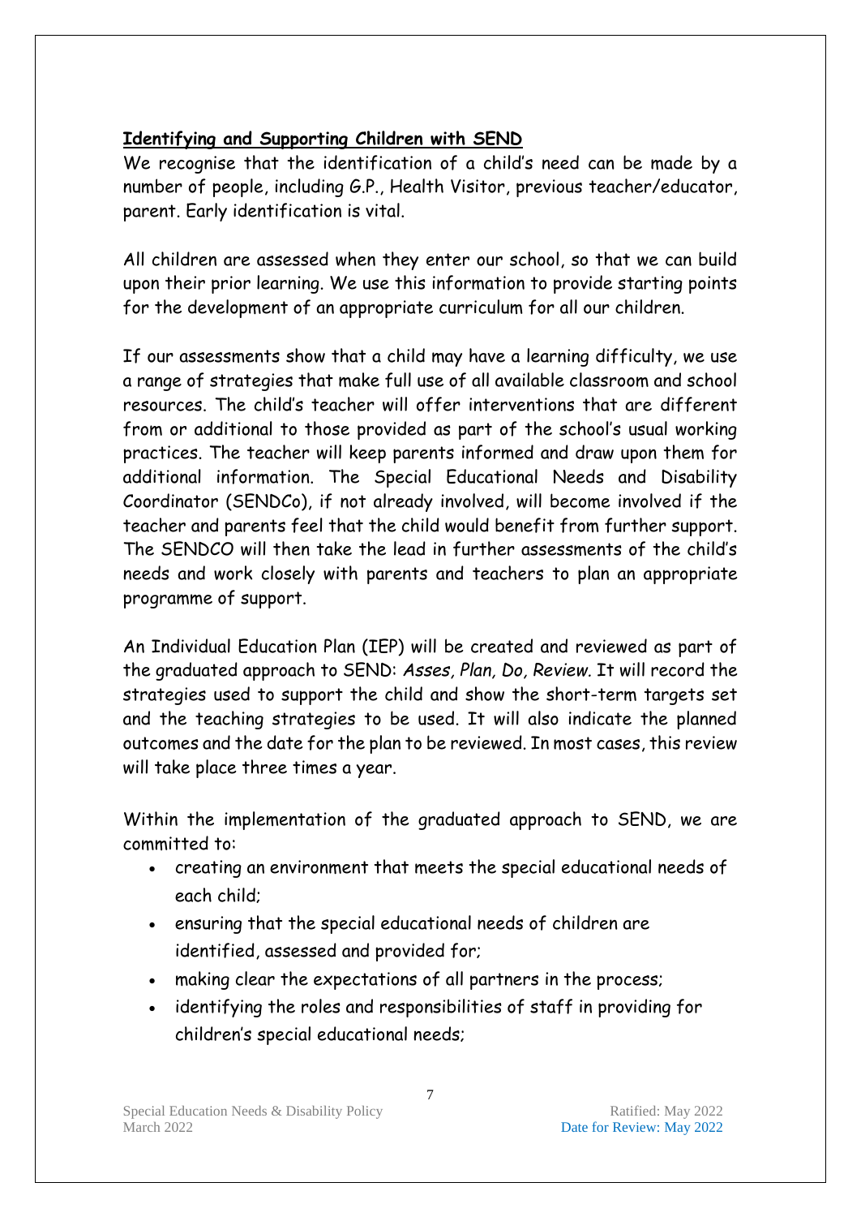**Identifying and Supporting Children with SEND**

We recognise that the identification of a child's need can be made by a number of people, including G.P., Health Visitor, previous teacher/educator, parent. Early identification is vital.

All children are assessed when they enter our school, so that we can build upon their prior learning. We use this information to provide starting points for the development of an appropriate curriculum for all our children.

If our assessments show that a child may have a learning difficulty, we use a range of strategies that make full use of all available classroom and school resources. The child's teacher will offer interventions that are different from or additional to those provided as part of the school's usual working practices. The teacher will keep parents informed and draw upon them for additional information. The Special Educational Needs and Disability Coordinator (SENDCo), if not already involved, will become involved if the teacher and parents feel that the child would benefit from further support. The SENDCO will then take the lead in further assessments of the child's needs and work closely with parents and teachers to plan an appropriate programme of support.

An Individual Education Plan (IEP) will be created and reviewed as part of the graduated approach to SEND: *Asses, Plan, Do, Review.* It will record the strategies used to support the child and show the short-term targets set and the teaching strategies to be used. It will also indicate the planned outcomes and the date for the plan to be reviewed. In most cases, this review will take place three times a year.

Within the implementation of the graduated approach to SEND, we are committed to:

- creating an environment that meets the special educational needs of each child;
- ensuring that the special educational needs of children are identified, assessed and provided for;
- making clear the expectations of all partners in the process;
- identifying the roles and responsibilities of staff in providing for children's special educational needs;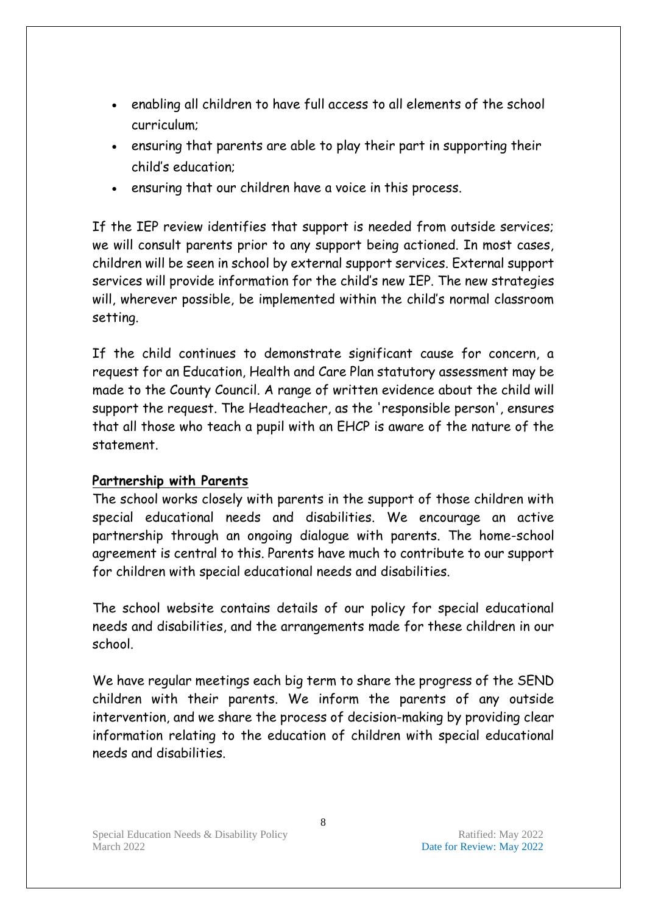- enabling all children to have full access to all elements of the school curriculum;
- ensuring that parents are able to play their part in supporting their child's education;
- ensuring that our children have a voice in this process.

If the IEP review identifies that support is needed from outside services; we will consult parents prior to any support being actioned. In most cases, children will be seen in school by external support services. External support services will provide information for the child's new IEP. The new strategies will, wherever possible, be implemented within the child's normal classroom setting.

If the child continues to demonstrate significant cause for concern, a request for an Education, Health and Care Plan statutory assessment may be made to the County Council. A range of written evidence about the child will support the request. The Headteacher, as the 'responsible person', ensures that all those who teach a pupil with an EHCP is aware of the nature of the statement.

**Partnership with Parents**

The school works closely with parents in the support of those children with special educational needs and disabilities. We encourage an active partnership through an ongoing dialogue with parents. The home-school agreement is central to this. Parents have much to contribute to our support for children with special educational needs and disabilities.

The school website contains details of our policy for special educational needs and disabilities, and the arrangements made for these children in our school.

We have regular meetings each big term to share the progress of the SEND children with their parents. We inform the parents of any outside intervention, and we share the process of decision-making by providing clear information relating to the education of children with special educational needs and disabilities.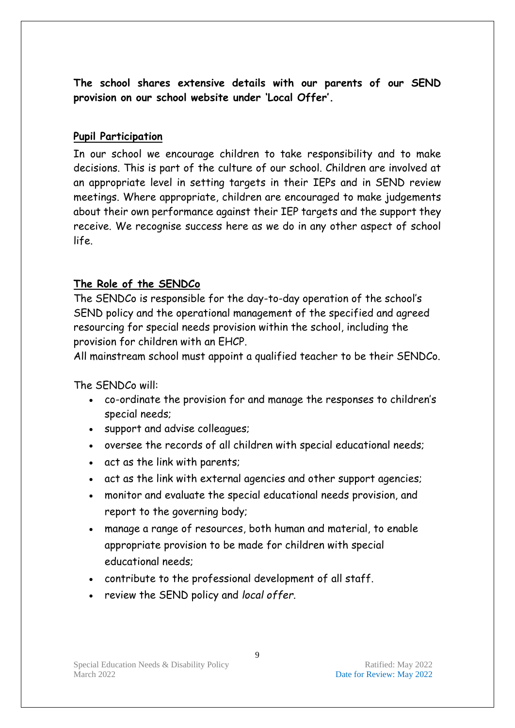**The school shares extensive details with our parents of our SEND provision on our school website under 'Local Offer'.**

## Pupil Participation

In our school we encourage children to take responsibility and to make decisions. This is part of the culture of our school. Children are involved at an appropriate level in setting targets in their IEPs and in SEND review meetings. Where appropriate, children are encouraged to make judgements about their own performance against their IEP targets and the support they receive. We recognise success here as we do in any other aspect of school life.

## The Role of the SENDCo

The SENDCo is responsible for the day-to-day operation of the school's SEND policy and the operational management of the specified and agreed resourcing for special needs provision within the school, including the provision for children with an EHCP.

All mainstream school must appoint a qualified teacher to be their SENDCo.

The SENDCo will:

- co-ordinate the provision for and manage the responses to children's special needs;
- support and advise colleagues;
- oversee the records of all children with special educational needs;
- act as the link with parents;
- act as the link with external agencies and other support agencies;
- monitor and evaluate the special educational needs provision, and report to the governing body;
- manage a range of resources, both human and material, to enable appropriate provision to be made for children with special educational needs;
- contribute to the professional development of all staff.
- review the SEND policy and *local offer*.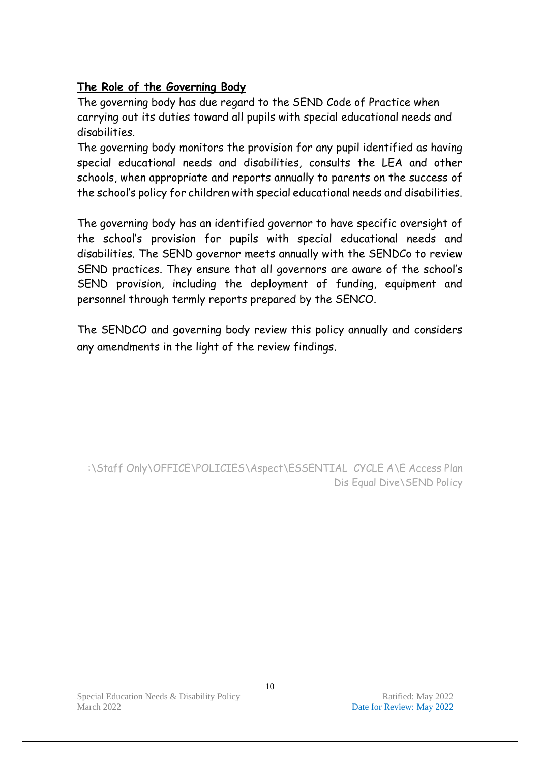**The Role of the Governing Body**

The governing body has due regard to the SEND Code of Practice when carrying out its duties toward all pupils with special educational needs and disabilities.

The governing body monitors the provision for any pupil identified as having special educational needs and disabilities, consults the LEA and other schools, when appropriate and reports annually to parents on the success of the school's policy for children with special educational needs and disabilities.

The governing body has an identified governor to have specific oversight of the school's provision for pupils with special educational needs and disabilities. The SEND governor meets annually with the SENDCo to review SEND practices. They ensure that all governors are aware of the school's SEND provision, including the deployment of funding, equipment and personnel through termly reports prepared by the SENCO.

The SENDCO and governing body review this policy annually and considers any amendments in the light of the review findings.

:\Staff Only\OFFICE\POLICIES\Aspect\ESSENTIAL CYCLE A\E Access Plan Dis Equal Dive\SEND Policy